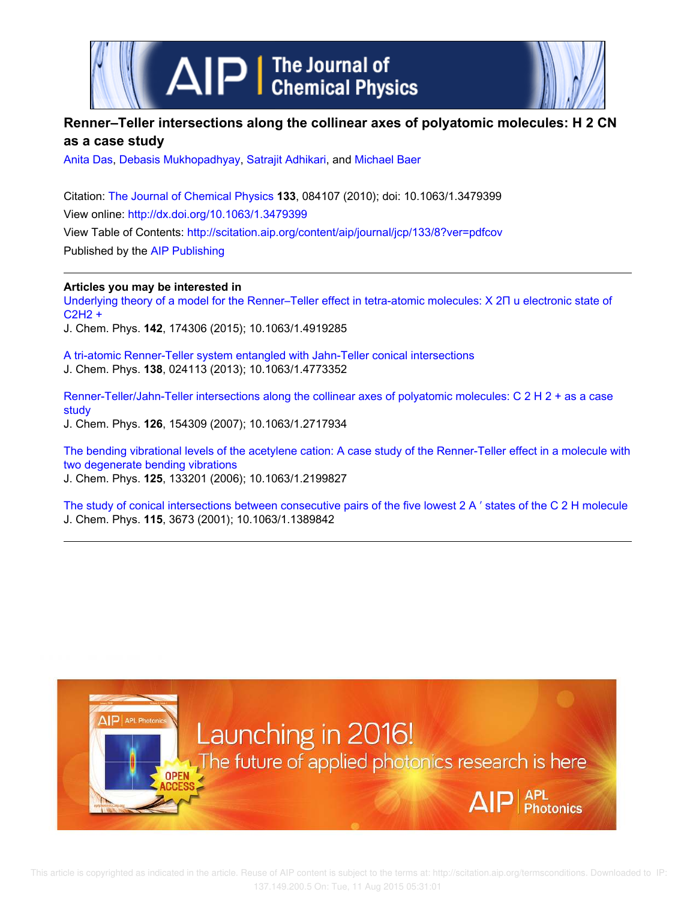# Renner–Teller intersections along the collinear axes of polyatomic molecules: H 2 CN as a case study

Anita Das, Debasis Mukhopadhyay, Satrajit Adhikari, and Michael Baer

Citation: The Journal of Chemical Physics **133**, 084107 (2010); doi: 10.1063/1.3479399

View online: http://dx.doi.org/10.1063/1.3479399

View Table of Contents: http://scitation.aip.org/content/aip/journal/jcp/133/8?ver=pdfcov

Published by the AIP Publishing

**Articles you may be interested in**

Underlying theory of a model for the Renner–Teller effect in tetra-atomic molecules: X 2Π u electronic state of C2H2 +
J. Chem. Phys. **142**, 174306 (2015); 10.1063/1.4919285

A tri-atomic Renner-Teller system entangled with Jahn-Teller conical intersections
J. Chem. Phys. **138**, 024113 (2013); 10.1063/1.4773352

Renner-Teller/Jahn-Teller intersections along the collinear axes of polyatomic molecules: C 2 H 2 + as a case study
J. Chem. Phys. **126**, 154309 (2007); 10.1063/1.2717934

The bending vibrational levels of the acetylene cation: A case study of the Renner-Teller effect in a molecule with two degenerate bending vibrations
J. Chem. Phys. **125**, 133201 (2006); 10.1063/1.2199827

The study of conical intersections between consecutive pairs of the five lowest 2 A ′ states of the C 2 H molecule
J. Chem. Phys. **115**, 3673 (2001); 10.1063/1.1389842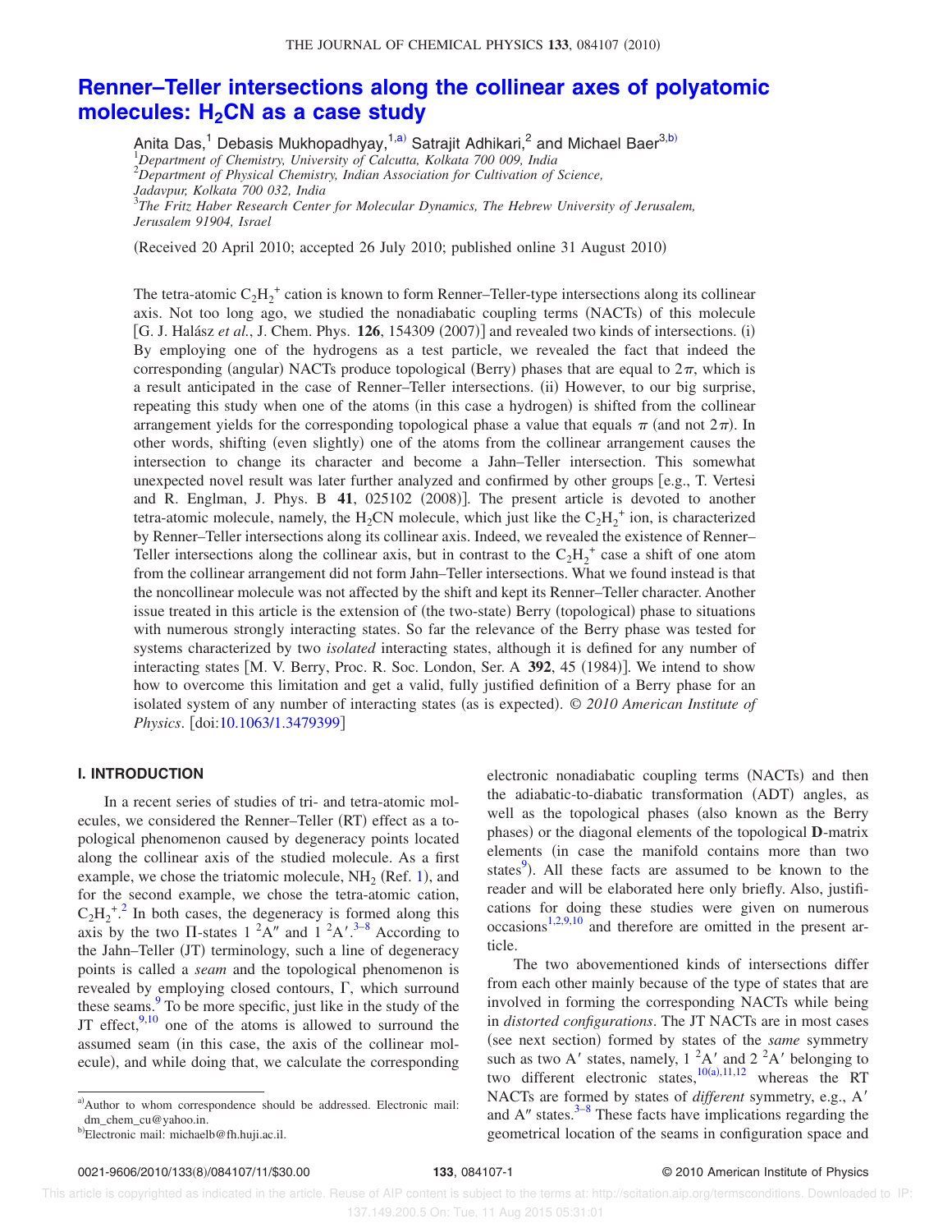# Renner–Teller intersections along the collinear axes of polyatomic molecules: $H_2CN$ as a case study

Anita Das,[1] Debasis Mukhopadhyay,[1,a)] Satrajit Adhikari,[2] and Michael Baer[3,b)]

[1]*Department of Chemistry, University of Calcutta, Kolkata 700 009, India*
[2]*Department of Physical Chemistry, Indian Association for Cultivation of Science, Jadavpur, Kolkata 700 032, India*
[3]*The Fritz Haber Research Center for Molecular Dynamics, The Hebrew University of Jerusalem, Jerusalem 91904, Israel*

(Received 20 April 2010; accepted 26 July 2010; published online 31 August 2010)

The tetra-atomic $C_2H_2^+$ cation is known to form Renner–Teller-type intersections along its collinear axis. Not too long ago, we studied the nonadiabatic coupling terms (NACTs) of this molecule [G. J. Halász *et al.*, J. Chem. Phys. **126**, 154309 (2007)] and revealed two kinds of intersections. (i) By employing one of the hydrogens as a test particle, we revealed the fact that indeed the corresponding (angular) NACTs produce topological (Berry) phases that are equal to $2\pi$, which is a result anticipated in the case of Renner–Teller intersections. (ii) However, to our big surprise, repeating this study when one of the atoms (in this case a hydrogen) is shifted from the collinear arrangement yields for the corresponding topological phase a value that equals $\pi$ (and not $2\pi$). In other words, shifting (even slightly) one of the atoms from the collinear arrangement causes the intersection to change its character and become a Jahn–Teller intersection. This somewhat unexpected novel result was later further analyzed and confirmed by other groups [e.g., T. Vertesi and R. Englman, J. Phys. B **41**, 025102 (2008)]. The present article is devoted to another tetra-atomic molecule, namely, the $H_2CN$ molecule, which just like the $C_2H_2^+$ ion, is characterized by Renner–Teller intersections along its collinear axis. Indeed, we revealed the existence of Renner–Teller intersections along the collinear axis, but in contrast to the $C_2H_2^+$ case a shift of one atom from the collinear arrangement did not form Jahn–Teller intersections. What we found instead is that the noncollinear molecule was not affected by the shift and kept its Renner–Teller character. Another issue treated in this article is the extension of (the two-state) Berry (topological) phase to situations with numerous strongly interacting states. So far the relevance of the Berry phase was tested for systems characterized by two *isolated* interacting states, although it is defined for any number of interacting states [M. V. Berry, Proc. R. Soc. London, Ser. A **392**, 45 (1984)]. We intend to show how to overcome this limitation and get a valid, fully justified definition of a Berry phase for an isolated system of any number of interacting states (as is expected). © *2010 American Institute of Physics*. [doi:10.1063/1.3479399]

## I. INTRODUCTION

In a recent series of studies of tri- and tetra-atomic molecules, we considered the Renner–Teller (RT) effect as a topological phenomenon caused by degeneracy points located along the collinear axis of the studied molecule. As a first example, we chose the triatomic molecule, $NH_2$ (Ref. 1), and for the second example, we chose the tetra-atomic cation, $C_2H_2^+$.[2] In both cases, the degeneracy is formed along this axis by the two Π-states $1\,^2A''$ and $1\,^2A'$.[3–8] According to the Jahn–Teller (JT) terminology, such a line of degeneracy points is called a *seam* and the topological phenomenon is revealed by employing closed contours, Γ, which surround these seams.[9] To be more specific, just like in the study of the JT effect,[9,10] one of the atoms is allowed to surround the assumed seam (in this case, the axis of the collinear molecule), and while doing that, we calculate the corresponding electronic nonadiabatic coupling terms (NACTs) and then the adiabatic-to-diabatic transformation (ADT) angles, as well as the topological phases (also known as the Berry phases) or the diagonal elements of the topological **D**-matrix elements (in case the manifold contains more than two states[9]). All these facts are assumed to be known to the reader and will be elaborated here only briefly. Also, justifications for doing these studies were given on numerous occasions[1,2,9,10] and therefore are omitted in the present article.

The two abovementioned kinds of intersections differ from each other mainly because of the type of states that are involved in forming the corresponding NACTs while being in *distorted configurations*. The JT NACTs are in most cases (see next section) formed by states of the *same* symmetry such as two A′ states, namely, $1\,^2A'$ and $2\,^2A'$ belonging to two different electronic states,[10(a),11,12] whereas the RT NACTs are formed by states of *different* symmetry, e.g., A′ and A″ states.[3–8] These facts have implications regarding the geometrical location of the seams in configuration space and

a)Author to whom correspondence should be addressed. Electronic mail: dm_chem_cu@yahoo.in.
b)Electronic mail: michaelb@fh.huji.ac.il.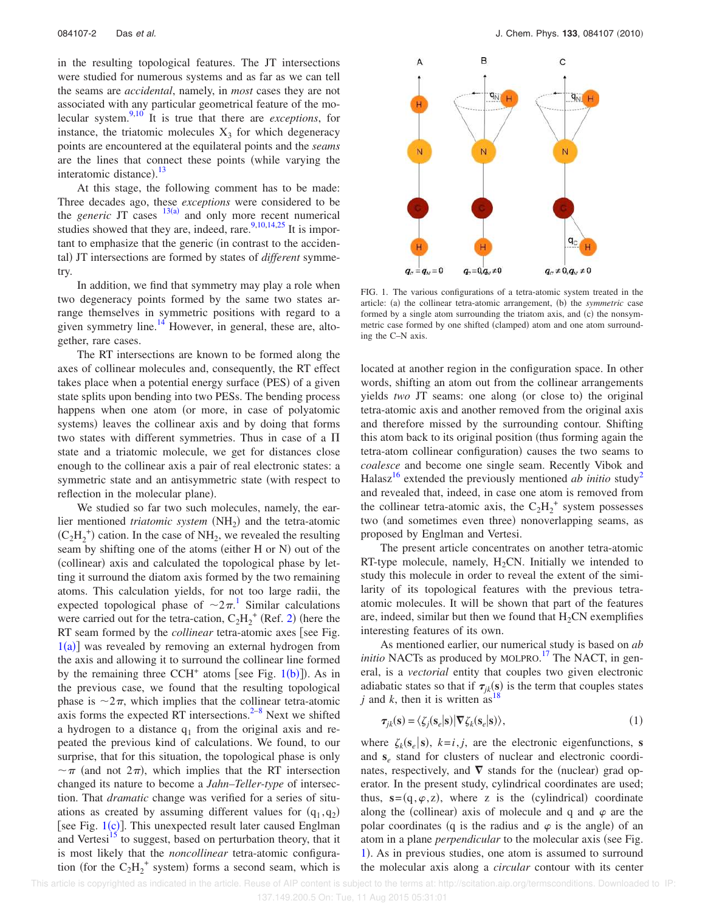in the resulting topological features. The JT intersections were studied for numerous systems and as far as we can tell the seams are *accidental*, namely, in *most* cases they are not associated with any particular geometrical feature of the molecular system.[9,10] It is true that there are *exceptions*, for instance, the triatomic molecules $X_3$ for which degeneracy points are encountered at the equilateral points and the *seams* are the lines that connect these points (while varying the interatomic distance).[13]

At this stage, the following comment has to be made: Three decades ago, these *exceptions* were considered to be the *generic* JT cases [13(a)] and only more recent numerical studies showed that they are, indeed, rare.[9,10,14,25] It is important to emphasize that the generic (in contrast to the accidental) JT intersections are formed by states of *different* symmetry.

In addition, we find that symmetry may play a role when two degeneracy points formed by the same two states arrange themselves in symmetric positions with regard to a given symmetry line.[14] However, in general, these are, altogether, rare cases.

The RT intersections are known to be formed along the axes of collinear molecules and, consequently, the RT effect takes place when a potential energy surface (PES) of a given state splits upon bending into two PESs. The bending process happens when one atom (or more, in case of polyatomic systems) leaves the collinear axis and by doing that forms two states with different symmetries. Thus in case of a $\Pi$ state and a triatomic molecule, we get for distances close enough to the collinear axis a pair of real electronic states: a symmetric state and an antisymmetric state (with respect to reflection in the molecular plane).

We studied so far two such molecules, namely, the earlier mentioned *triatomic system* ($NH_2$) and the tetra-atomic ($C_2H_2^+$) cation. In the case of $NH_2$, we revealed the resulting seam by shifting one of the atoms (either H or N) out of the (collinear) axis and calculated the topological phase by letting it surround the diatom axis formed by the two remaining atoms. This calculation yields, for not too large radii, the expected topological phase of $\sim 2\pi$.[1] Similar calculations were carried out for the tetra-cation, $C_2H_2^+$ (Ref. 2) (here the RT seam formed by the *collinear* tetra-atomic axes [see Fig. 1(a)] was revealed by removing an external hydrogen from the axis and allowing it to surround the collinear line formed by the remaining three $CCH^+$ atoms [see Fig. 1(b)]). As in the previous case, we found that the resulting topological phase is $\sim 2\pi$, which implies that the collinear tetra-atomic axis forms the expected RT intersections.[2–8] Next we shifted a hydrogen to a distance $q_1$ from the original axis and repeated the previous kind of calculations. We found, to our surprise, that for this situation, the topological phase is only $\sim \pi$ (and not $2\pi$), which implies that the RT intersection changed its nature to become a *Jahn–Teller-type* of intersection. That *dramatic* change was verified for a series of situations as created by assuming different values for $(q_1, q_2)$ [see Fig. 1(c)]. This unexpected result later caused Englman and Vertesi[15] to suggest, based on perturbation theory, that it is most likely that the *noncollinear* tetra-atomic configuration (for the $C_2H_2^+$ system) forms a second seam, which is located at another region in the configuration space. In other words, shifting an atom out from the collinear arrangements yields *two* JT seams: one along (or close to) the original tetra-atomic axis and another removed from the original axis and therefore missed by the surrounding contour. Shifting this atom back to its original position (thus forming again the tetra-atom collinear configuration) causes the two seams to *coalesce* and become one single seam. Recently Vibok and Halasz[16] extended the previously mentioned *ab initio* study[2] and revealed that, indeed, in case one atom is removed from the collinear tetra-atomic axis, the $C_2H_2^+$ system possesses two (and sometimes even three) nonoverlapping seams, as proposed by Englman and Vertesi.

FIG. 1. The various configurations of a tetra-atomic system treated in the article: (a) the collinear tetra-atomic arrangement, (b) the *symmetric* case formed by a single atom surrounding the triatom axis, and (c) the nonsymmetric case formed by one shifted (clamped) atom and one atom surrounding the C–N axis.

The present article concentrates on another tetra-atomic RT-type molecule, namely, $H_2CN$. Initially we intended to study this molecule in order to reveal the extent of the similarity of its topological features with the previous tetra-atomic molecules. It will be shown that part of the features are, indeed, similar but then we found that $H_2CN$ exemplifies interesting features of its own.

As mentioned earlier, our numerical study is based on *ab initio* NACTs as produced by MOLPRO.[17] The NACT, in general, is a *vectorial* entity that couples two given electronic adiabatic states so that if $\boldsymbol{\tau}_{jk}(\mathbf{s})$ is the term that couples states $j$ and $k$, then it is written as[18]

$$\boldsymbol{\tau}_{jk}(\mathbf{s}) = \langle \zeta_j(\mathbf{s}_e|\mathbf{s}) | \boldsymbol{\nabla} \zeta_k(\mathbf{s}_e|\mathbf{s}) \rangle, \tag{1}$$

where $\zeta_k(\mathbf{s}_e|\mathbf{s})$, $k=i,j$, are the electronic eigenfunctions, $\mathbf{s}$ and $\mathbf{s}_e$ stand for clusters of nuclear and electronic coordinates, respectively, and $\boldsymbol{\nabla}$ stands for the (nuclear) grad operator. In the present study, cylindrical coordinates are used; thus, $\mathbf{s}=(q,\varphi,z)$, where z is the (cylindrical) coordinate along the (collinear) axis of molecule and q and $\varphi$ are the polar coordinates (q is the radius and $\varphi$ is the angle) of an atom in a plane *perpendicular* to the molecular axis (see Fig. 1). As in previous studies, one atom is assumed to surround the molecular axis along a *circular* contour with its center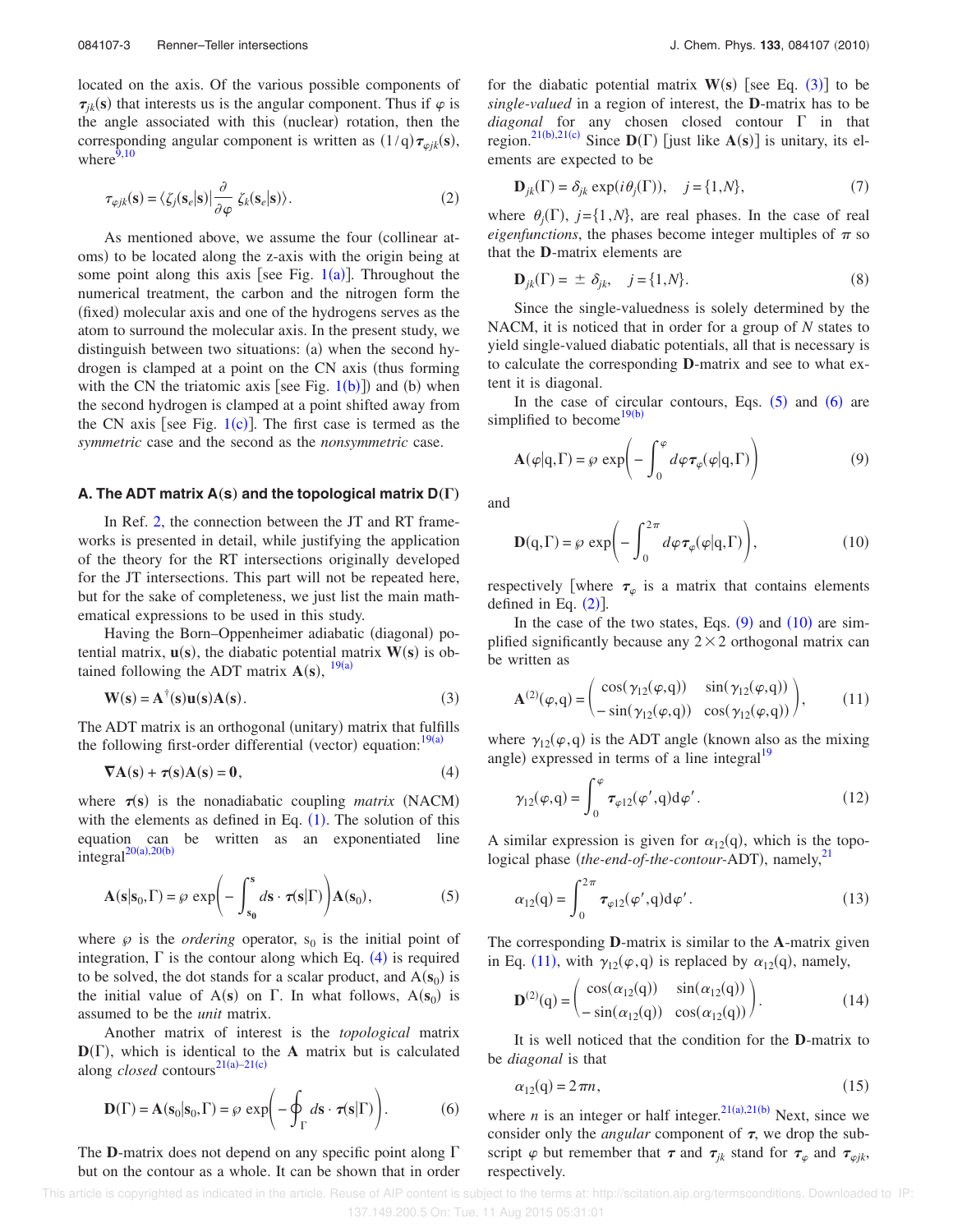located on the axis. Of the various possible components of $\boldsymbol{\tau}_{jk}(\mathbf{s})$ that interests us is the angular component. Thus if $\varphi$ is the angle associated with this (nuclear) rotation, then the corresponding angular component is written as $(1/\mathrm{q})\boldsymbol{\tau}_{\varphi jk}(\mathbf{s})$, where[9,10]

$$\tau_{\varphi jk}(\mathbf{s}) = \langle \zeta_j(\mathbf{s}_e|\mathbf{s})| \frac{\partial}{\partial \varphi} \zeta_k(\mathbf{s}_e|\mathbf{s})\rangle. \tag{2}$$

As mentioned above, we assume the four (collinear atoms) to be located along the z-axis with the origin being at some point along this axis [see Fig. 1(a)]. Throughout the numerical treatment, the carbon and the nitrogen form the (fixed) molecular axis and one of the hydrogens serves as the atom to surround the molecular axis. In the present study, we distinguish between two situations: (a) when the second hydrogen is clamped at a point on the CN axis (thus forming with the CN the triatomic axis [see Fig. 1(b)]) and (b) when the second hydrogen is clamped at a point shifted away from the CN axis [see Fig. 1(c)]. The first case is termed as the *symmetric* case and the second as the *nonsymmetric* case.

### A. The ADT matrix $\mathbf{A}(\mathbf{s})$ and the topological matrix $\mathbf{D}(\Gamma)$

In Ref. 2, the connection between the JT and RT frameworks is presented in detail, while justifying the application of the theory for the RT intersections originally developed for the JT intersections. This part will not be repeated here, but for the sake of completeness, we just list the main mathematical expressions to be used in this study.

Having the Born–Oppenheimer adiabatic (diagonal) potential matrix, $\mathbf{u}(\mathbf{s})$, the diabatic potential matrix $\mathbf{W}(\mathbf{s})$ is obtained following the ADT matrix $\mathbf{A}(\mathbf{s})$,[19(a)]

$$\mathbf{W}(\mathbf{s}) = \mathbf{A}^{\dagger}(\mathbf{s})\mathbf{u}(\mathbf{s})\mathbf{A}(\mathbf{s}). \tag{3}$$

The ADT matrix is an orthogonal (unitary) matrix that fulfills the following first-order differential (vector) equation:[19(a)]

$$\boldsymbol{\nabla}\mathbf{A}(\mathbf{s}) + \boldsymbol{\tau}(\mathbf{s})\mathbf{A}(\mathbf{s}) = \mathbf{0}, \tag{4}$$

where $\boldsymbol{\tau}(\mathbf{s})$ is the nonadiabatic coupling *matrix* (NACM) with the elements as defined in Eq. (1). The solution of this equation can be written as an exponentiated line integral[20(a),20(b)]

$$\mathbf{A}(\mathbf{s}|\mathbf{s}_0,\Gamma) = \wp \exp\left(-\int_{\mathbf{s}_0}^{\mathbf{s}} d\mathbf{s}\cdot\boldsymbol{\tau}(\mathbf{s}|\Gamma)\right)\mathbf{A}(\mathbf{s}_0), \tag{5}$$

where $\wp$ is the *ordering* operator, $\mathrm{s}_0$ is the initial point of integration, $\Gamma$ is the contour along which Eq. (4) is required to be solved, the dot stands for a scalar product, and $\mathrm{A}(\mathbf{s}_0)$ is the initial value of $\mathrm{A}(\mathbf{s})$ on $\Gamma$. In what follows, $\mathrm{A}(\mathbf{s}_0)$ is assumed to be the *unit* matrix.

Another matrix of interest is the *topological* matrix $\mathbf{D}(\Gamma)$, which is identical to the $\mathbf{A}$ matrix but is calculated along *closed* contours[21(a)–21(c)]

$$\mathbf{D}(\Gamma) = \mathbf{A}(\mathbf{s}_0|\mathbf{s}_0,\Gamma) = \wp \exp\left(-\oint_{\Gamma} d\mathbf{s}\cdot\boldsymbol{\tau}(\mathbf{s}|\Gamma)\right). \tag{6}$$

The $\mathbf{D}$-matrix does not depend on any specific point along $\Gamma$ but on the contour as a whole. It can be shown that in order for the diabatic potential matrix $\mathbf{W}(\mathbf{s})$ [see Eq. (3)] to be *single-valued* in a region of interest, the $\mathbf{D}$-matrix has to be *diagonal* for any chosen closed contour $\Gamma$ in that region.[21(b),21(c)] Since $\mathbf{D}(\Gamma)$ [just like $\mathbf{A}(\mathbf{s})$] is unitary, its elements are expected to be

$$\mathbf{D}_{jk}(\Gamma) = \delta_{jk}\exp(i\theta_j(\Gamma)), \quad j=\{1,N\}, \tag{7}$$

where $\theta_j(\Gamma)$, $j=\{1,N\}$, are real phases. In the case of real *eigenfunctions*, the phases become integer multiples of $\pi$ so that the $\mathbf{D}$-matrix elements are

$$\mathbf{D}_{jk}(\Gamma) = \pm\,\delta_{jk}, \quad j=\{1,N\}. \tag{8}$$

Since the single-valuedness is solely determined by the NACM, it is noticed that in order for a group of $N$ states to yield single-valued diabatic potentials, all that is necessary is to calculate the corresponding $\mathbf{D}$-matrix and see to what extent it is diagonal.

In the case of circular contours, Eqs. (5) and (6) are simplified to become[19(b)]

$$\mathbf{A}(\varphi|\mathrm{q},\Gamma) = \wp \exp\left(-\int_0^{\varphi} d\varphi\,\boldsymbol{\tau}_{\varphi}(\varphi|\mathrm{q},\Gamma)\right) \tag{9}$$

and

$$\mathbf{D}(\mathrm{q},\Gamma) = \wp \exp\left(-\int_0^{2\pi} d\varphi\,\boldsymbol{\tau}_{\varphi}(\varphi|\mathrm{q},\Gamma)\right), \tag{10}$$

respectively [where $\boldsymbol{\tau}_{\varphi}$ is a matrix that contains elements defined in Eq. (2)].

In the case of the two states, Eqs. (9) and (10) are simplified significantly because any $2\times 2$ orthogonal matrix can be written as

$$\mathbf{A}^{(2)}(\varphi,\mathrm{q}) = \begin{pmatrix} \cos(\gamma_{12}(\varphi,\mathrm{q})) & \sin(\gamma_{12}(\varphi,\mathrm{q})) \\ -\sin(\gamma_{12}(\varphi,\mathrm{q})) & \cos(\gamma_{12}(\varphi,\mathrm{q})) \end{pmatrix}, \tag{11}$$

where $\gamma_{12}(\varphi,\mathrm{q})$ is the ADT angle (known also as the mixing angle) expressed in terms of a line integral[19]

$$\gamma_{12}(\varphi,\mathrm{q}) = \int_0^{\varphi} \boldsymbol{\tau}_{\varphi 12}(\varphi',\mathrm{q})\mathrm{d}\varphi'. \tag{12}$$

A similar expression is given for $\alpha_{12}(\mathrm{q})$, which is the topological phase (*the-end-of-the-contour*-ADT), namely,[21]

$$\alpha_{12}(\mathrm{q}) = \int_0^{2\pi} \boldsymbol{\tau}_{\varphi 12}(\varphi',\mathrm{q})\mathrm{d}\varphi'. \tag{13}$$

The corresponding $\mathbf{D}$-matrix is similar to the $\mathbf{A}$-matrix given in Eq. (11), with $\gamma_{12}(\varphi,\mathrm{q})$ is replaced by $\alpha_{12}(\mathrm{q})$, namely,

$$\mathbf{D}^{(2)}(\mathrm{q}) = \begin{pmatrix} \cos(\alpha_{12}(\mathrm{q})) & \sin(\alpha_{12}(\mathrm{q})) \\ -\sin(\alpha_{12}(\mathrm{q})) & \cos(\alpha_{12}(\mathrm{q})) \end{pmatrix}. \tag{14}$$

It is well noticed that the condition for the $\mathbf{D}$-matrix to be *diagonal* is that

$$\alpha_{12}(\mathrm{q}) = 2\pi n, \tag{15}$$

where $n$ is an integer or half integer.[21(a),21(b)] Next, since we consider only the *angular* component of $\boldsymbol{\tau}$, we drop the subscript $\varphi$ but remember that $\boldsymbol{\tau}$ and $\boldsymbol{\tau}_{jk}$ stand for $\boldsymbol{\tau}_{\varphi}$ and $\boldsymbol{\tau}_{\varphi jk}$, respectively.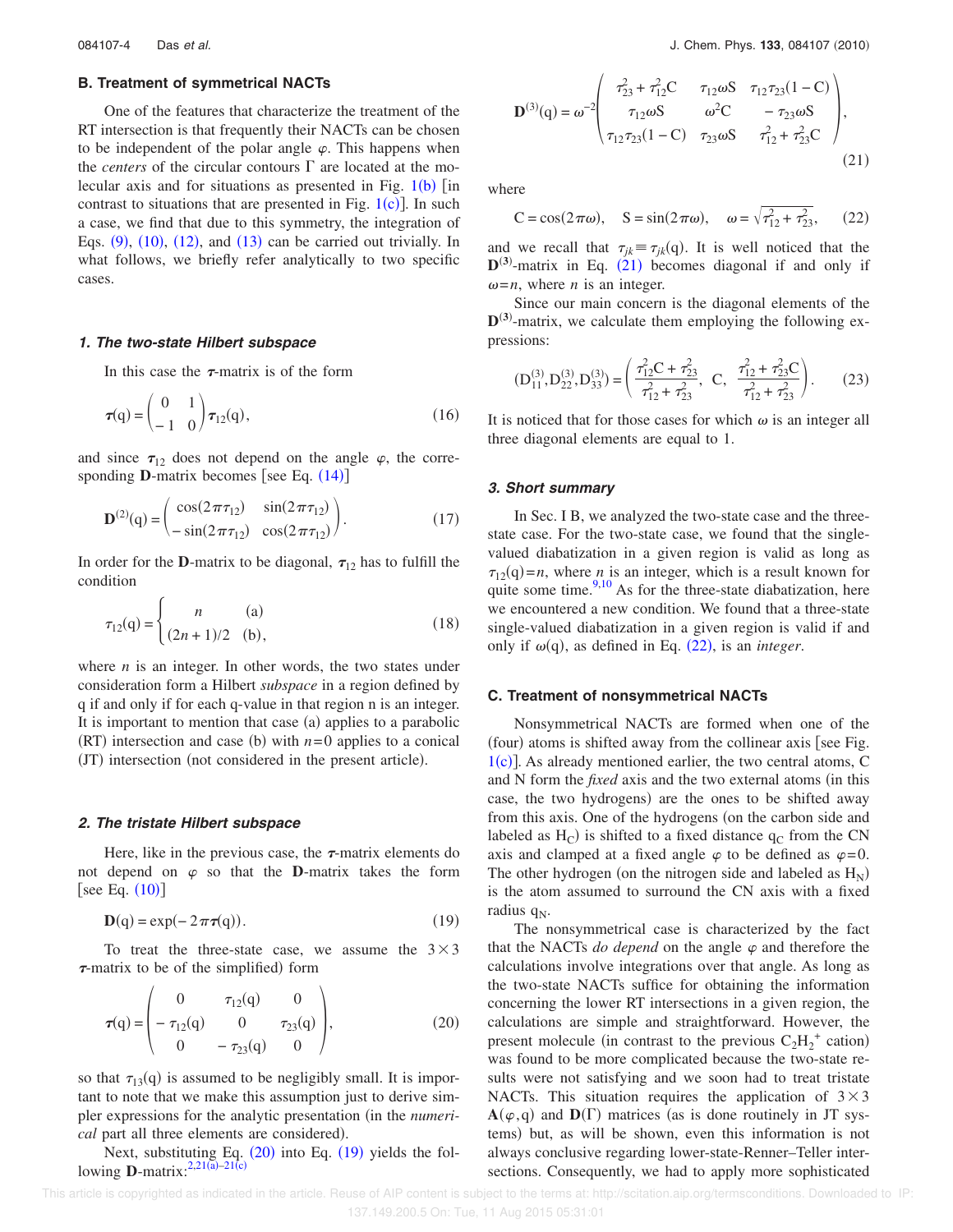### B. Treatment of symmetrical NACTs

One of the features that characterize the treatment of the RT intersection is that frequently their NACTs can be chosen to be independent of the polar angle $\varphi$. This happens when the *centers* of the circular contours $\Gamma$ are located at the molecular axis and for situations as presented in Fig. 1(b) [in contrast to situations that are presented in Fig. 1(c)]. In such a case, we find that due to this symmetry, the integration of Eqs. (9), (10), (12), and (13) can be carried out trivially. In what follows, we briefly refer analytically to two specific cases.

#### 1. The two-state Hilbert subspace

In this case the $\boldsymbol{\tau}$-matrix is of the form

$$\boldsymbol{\tau}(\mathrm{q}) = \begin{pmatrix} 0 & 1 \\ -1 & 0 \end{pmatrix} \boldsymbol{\tau}_{12}(\mathrm{q}), \tag{16}$$

and since $\boldsymbol{\tau}_{12}$ does not depend on the angle $\varphi$, the corresponding $\mathbf{D}$-matrix becomes [see Eq. (14)]

$$\mathbf{D}^{(2)}(\mathrm{q}) = \begin{pmatrix} \cos(2\pi\tau_{12}) & \sin(2\pi\tau_{12}) \\ -\sin(2\pi\tau_{12}) & \cos(2\pi\tau_{12}) \end{pmatrix}. \tag{17}$$

In order for the $\mathbf{D}$-matrix to be diagonal, $\boldsymbol{\tau}_{12}$ has to fulfill the condition

$$\tau_{12}(\mathrm{q}) = \begin{cases} n & \text{(a)} \\ (2n+1)/2 & \text{(b)}, \end{cases} \tag{18}$$

where $n$ is an integer. In other words, the two states under consideration form a Hilbert *subspace* in a region defined by q if and only if for each q-value in that region n is an integer. It is important to mention that case (a) applies to a parabolic (RT) intersection and case (b) with $n=0$ applies to a conical (JT) intersection (not considered in the present article).

#### 2. The tristate Hilbert subspace

Here, like in the previous case, the $\boldsymbol{\tau}$-matrix elements do not depend on $\varphi$ so that the $\mathbf{D}$-matrix takes the form [see Eq. (10)]

$$\mathbf{D}(\mathrm{q}) = \exp(-2\pi\boldsymbol{\tau}(\mathrm{q})). \tag{19}$$

To treat the three-state case, we assume the $3\times3$ $\boldsymbol{\tau}$-matrix to be of the simplified) form

$$\boldsymbol{\tau}(\mathrm{q}) = \begin{pmatrix} 0 & \tau_{12}(\mathrm{q}) & 0 \\ -\tau_{12}(\mathrm{q}) & 0 & \tau_{23}(\mathrm{q}) \\ 0 & -\tau_{23}(\mathrm{q}) & 0 \end{pmatrix}, \tag{20}$$

so that $\tau_{13}(\mathrm{q})$ is assumed to be negligibly small. It is important to note that we make this assumption just to derive simpler expressions for the analytic presentation (in the *numerical* part all three elements are considered).

Next, substituting Eq. (20) into Eq. (19) yields the following $\mathbf{D}$-matrix:[2,21(a)–21(c)]

$$\mathbf{D}^{(3)}(\mathrm{q}) = \omega^{-2}\begin{pmatrix} \tau_{23}^2 + \tau_{12}^2\mathrm{C} & \tau_{12}\omega\mathrm{S} & \tau_{12}\tau_{23}(1-\mathrm{C}) \\ \tau_{12}\omega\mathrm{S} & \omega^2\mathrm{C} & -\tau_{23}\omega\mathrm{S} \\ \tau_{12}\tau_{23}(1-\mathrm{C}) & \tau_{23}\omega\mathrm{S} & \tau_{12}^2 + \tau_{23}^2\mathrm{C} \end{pmatrix}, \tag{21}$$

where

$$\mathrm{C} = \cos(2\pi\omega), \quad \mathrm{S} = \sin(2\pi\omega), \quad \omega = \sqrt{\tau_{12}^2 + \tau_{23}^2}, \tag{22}$$

and we recall that $\tau_{jk} \equiv \tau_{jk}(\mathrm{q})$. It is well noticed that the $\mathbf{D}^{(3)}$-matrix in Eq. (21) becomes diagonal if and only if $\omega = n$, where $n$ is an integer.

Since our main concern is the diagonal elements of the $\mathbf{D}^{(3)}$-matrix, we calculate them employing the following expressions:

$$(\mathrm{D}_{11}^{(3)}, \mathrm{D}_{22}^{(3)}, \mathrm{D}_{33}^{(3)}) = \left( \frac{\tau_{12}^2\mathrm{C} + \tau_{23}^2}{\tau_{12}^2 + \tau_{23}^2},\ \mathrm{C},\ \frac{\tau_{12}^2 + \tau_{23}^2\mathrm{C}}{\tau_{12}^2 + \tau_{23}^2} \right). \tag{23}$$

It is noticed that for those cases for which $\omega$ is an integer all three diagonal elements are equal to 1.

#### 3. Short summary

In Sec. I B, we analyzed the two-state case and the three-state case. For the two-state case, we found that the single-valued diabatization in a given region is valid as long as $\tau_{12}(\mathrm{q}) = n$, where $n$ is an integer, which is a result known for quite some time.[9,10] As for the three-state diabatization, here we encountered a new condition. We found that a three-state single-valued diabatization in a given region is valid if and only if $\omega(\mathrm{q})$, as defined in Eq. (22), is an *integer*.

### C. Treatment of nonsymmetrical NACTs

Nonsymmetrical NACTs are formed when one of the (four) atoms is shifted away from the collinear axis [see Fig. 1(c)]. As already mentioned earlier, the two central atoms, C and N form the *fixed* axis and the two external atoms (in this case, the two hydrogens) are the ones to be shifted away from this axis. One of the hydrogens (on the carbon side and labeled as $\mathrm{H_C}$) is shifted to a fixed distance $\mathrm{q_C}$ from the CN axis and clamped at a fixed angle $\varphi$ to be defined as $\varphi=0$. The other hydrogen (on the nitrogen side and labeled as $\mathrm{H_N}$) is the atom assumed to surround the CN axis with a fixed radius $\mathrm{q_N}$.

The nonsymmetrical case is characterized by the fact that the NACTs *do depend* on the angle $\varphi$ and therefore the calculations involve integrations over that angle. As long as the two-state NACTs suffice for obtaining the information concerning the lower RT intersections in a given region, the calculations are simple and straightforward. However, the present molecule (in contrast to the previous $\mathrm{C_2H_2^+}$ cation) was found to be more complicated because the two-state results were not satisfying and we soon had to treat tristate NACTs. This situation requires the application of $3\times3$ $\mathbf{A}(\varphi,\mathrm{q})$ and $\mathbf{D}(\Gamma)$ matrices (as is done routinely in JT systems) but, as will be shown, even this information is not always conclusive regarding lower-state-Renner–Teller intersections. Consequently, we had to apply more sophisticated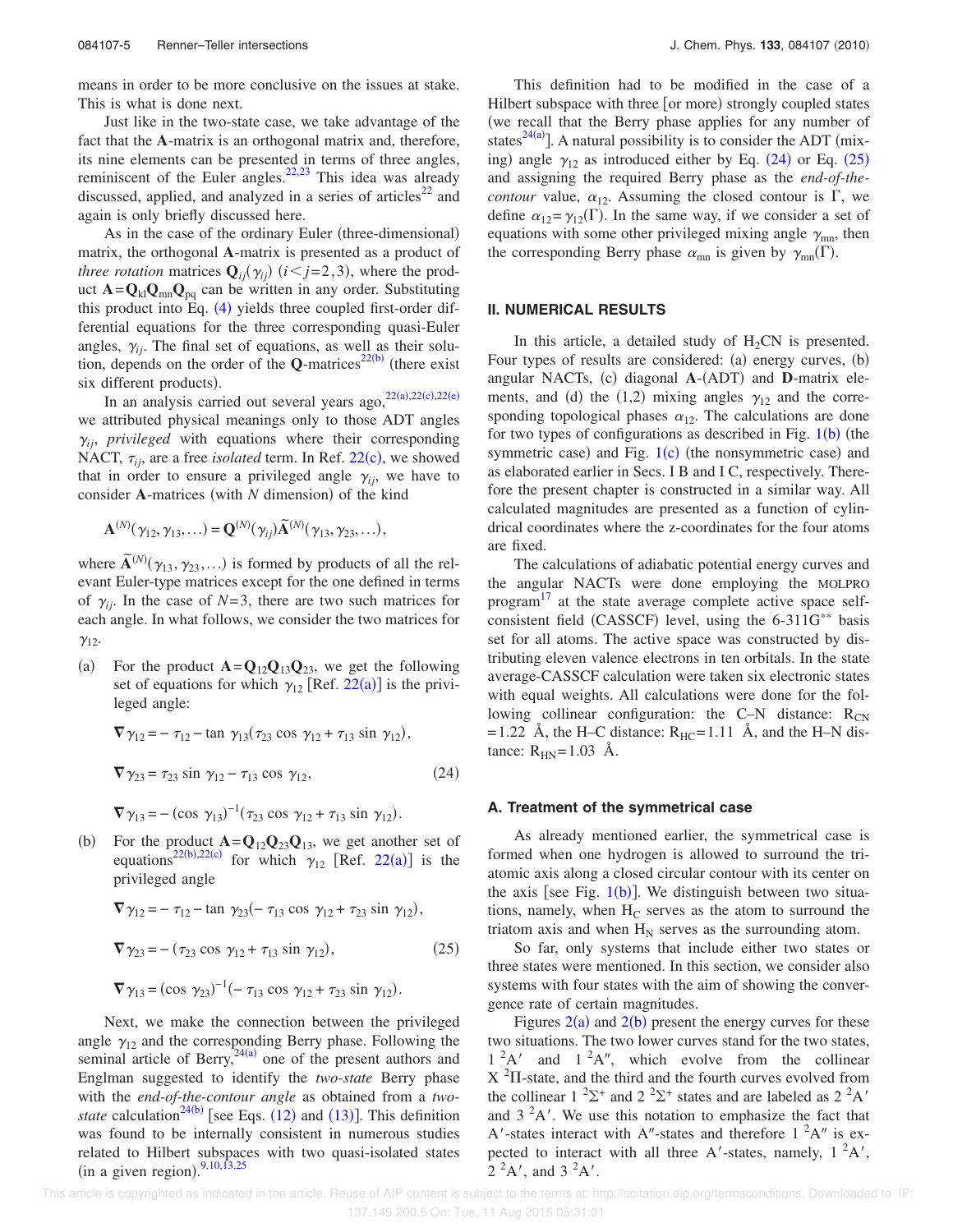means in order to be more conclusive on the issues at stake. This is what is done next.

Just like in the two-state case, we take advantage of the fact that the **A**-matrix is an orthogonal matrix and, therefore, its nine elements can be presented in terms of three angles, reminiscent of the Euler angles.[22,23] This idea was already discussed, applied, and analyzed in a series of articles[22] and again is only briefly discussed here.

As in the case of the ordinary Euler (three-dimensional) matrix, the orthogonal **A**-matrix is presented as a product of *three rotation* matrices $\mathbf{Q}_{ij}(\gamma_{ij})$ $(i<j=2,3)$, where the product $\mathbf{A}=\mathbf{Q}_{kl}\mathbf{Q}_{mn}\mathbf{Q}_{pq}$ can be written in any order. Substituting this product into Eq. (4) yields three coupled first-order differential equations for the three corresponding quasi-Euler angles, $\gamma_{ij}$. The final set of equations, as well as their solution, depends on the order of the **Q**-matrices[22(b)] (there exist six different products).

In an analysis carried out several years ago,[22(a),22(c),22(e)] we attributed physical meanings only to those ADT angles $\gamma_{ij}$, *privileged* with equations where their corresponding NACT, $\tau_{ij}$, are a free *isolated* term. In Ref. 22(c), we showed that in order to ensure a privileged angle $\gamma_{ij}$, we have to consider **A**-matrices (with $N$ dimension) of the kind

$$\mathbf{A}^{(N)}(\gamma_{12},\gamma_{13},\ldots)=\mathbf{Q}^{(N)}(\gamma_{ij})\widetilde{\mathbf{A}}^{(N)}(\gamma_{13},\gamma_{23},\ldots),$$

where $\widetilde{\mathbf{A}}^{(N)}(\gamma_{13},\gamma_{23},\ldots)$ is formed by products of all the relevant Euler-type matrices except for the one defined in terms of $\gamma_{ij}$. In the case of $N=3$, there are two such matrices for each angle. In what follows, we consider the two matrices for $\gamma_{12}$.

(a) For the product $\mathbf{A}=\mathbf{Q}_{12}\mathbf{Q}_{13}\mathbf{Q}_{23}$, we get the following set of equations for which $\gamma_{12}$ [Ref. 22(a)] is the privileged angle:

$$\nabla\gamma_{12}=-\tau_{12}-\tan\gamma_{13}(\tau_{23}\cos\gamma_{12}+\tau_{13}\sin\gamma_{12}),$$

$$\nabla\gamma_{23}=\tau_{23}\sin\gamma_{12}-\tau_{13}\cos\gamma_{12}, \qquad (24)$$

$$\nabla\gamma_{13}=-(\cos\gamma_{13})^{-1}(\tau_{23}\cos\gamma_{12}+\tau_{13}\sin\gamma_{12}).$$

(b) For the product $\mathbf{A}=\mathbf{Q}_{12}\mathbf{Q}_{23}\mathbf{Q}_{13}$, we get another set of equations[22(b),22(c)] for which $\gamma_{12}$ [Ref. 22(a)] is the privileged angle

$$\nabla\gamma_{12}=-\tau_{12}-\tan\gamma_{23}(-\tau_{13}\cos\gamma_{12}+\tau_{23}\sin\gamma_{12}),$$

$$\nabla\gamma_{23}=-(\tau_{23}\cos\gamma_{12}+\tau_{13}\sin\gamma_{12}), \qquad (25)$$

$$\nabla\gamma_{13}=(\cos\gamma_{23})^{-1}(-\tau_{13}\cos\gamma_{12}+\tau_{23}\sin\gamma_{12}).$$

Next, we make the connection between the privileged angle $\gamma_{12}$ and the corresponding Berry phase. Following the seminal article of Berry,[24(a)] one of the present authors and Englman suggested to identify the *two-state* Berry phase with the *end-of-the-contour angle* as obtained from a *two-state* calculation[24(b)] [see Eqs. (12) and (13)]. This definition was found to be internally consistent in numerous studies related to Hilbert subspaces with two quasi-isolated states (in a given region).[9,10,13,25]

This definition had to be modified in the case of a Hilbert subspace with three [or more] strongly coupled states (we recall that the Berry phase applies for any number of states[24(a)]. A natural possibility is to consider the ADT (mixing) angle $\gamma_{12}$ as introduced either by Eq. (24) or Eq. (25) and assigning the required Berry phase as the *end-of-the-contour* value, $\alpha_{12}$. Assuming the closed contour is $\Gamma$, we define $\alpha_{12}=\gamma_{12}(\Gamma)$. In the same way, if we consider a set of equations with some other privileged mixing angle $\gamma_{mn}$, then the corresponding Berry phase $\alpha_{mn}$ is given by $\gamma_{mn}(\Gamma)$.

## II. NUMERICAL RESULTS

In this article, a detailed study of $H_2CN$ is presented. Four types of results are considered: (a) energy curves, (b) angular NACTs, (c) diagonal **A**-(ADT) and **D**-matrix elements, and (d) the (1,2) mixing angles $\gamma_{12}$ and the corresponding topological phases $\alpha_{12}$. The calculations are done for two types of configurations as described in Fig. 1(b) (the symmetric case) and Fig. 1(c) (the nonsymmetric case) and as elaborated earlier in Secs. I B and I C, respectively. Therefore the present chapter is constructed in a similar way. All calculated magnitudes are presented as a function of cylindrical coordinates where the z-coordinates for the four atoms are fixed.

The calculations of adiabatic potential energy curves and the angular NACTs were done employing the MOLPRO program[17] at the state average complete active space self-consistent field (CASSCF) level, using the 6-311G** basis set for all atoms. The active space was constructed by distributing eleven valence electrons in ten orbitals. In the state average-CASSCF calculation were taken six electronic states with equal weights. All calculations were done for the following collinear configuration: the C–N distance: $R_{CN}=1.22$ Å, the H–C distance: $R_{HC}=1.11$ Å, and the H–N distance: $R_{HN}=1.03$ Å.

### A. Treatment of the symmetrical case

As already mentioned earlier, the symmetrical case is formed when one hydrogen is allowed to surround the triatomic axis along a closed circular contour with its center on the axis [see Fig. 1(b)]. We distinguish between two situations, namely, when $H_C$ serves as the atom to surround the triatom axis and when $H_N$ serves as the surrounding atom.

So far, only systems that include either two states or three states were mentioned. In this section, we consider also systems with four states with the aim of showing the convergence rate of certain magnitudes.

Figures 2(a) and 2(b) present the energy curves for these two situations. The two lower curves stand for the two states, $1\,^2A'$ and $1\,^2A''$, which evolve from the collinear $X\,^2\Pi$-state, and the third and the fourth curves evolved from the collinear $1\,^2\Sigma^+$ and $2\,^2\Sigma^+$ states and are labeled as $2\,^2A'$ and $3\,^2A'$. We use this notation to emphasize the fact that $A'$-states interact with $A''$-states and therefore $1\,^2A''$ is expected to interact with all three $A'$-states, namely, $1\,^2A'$, $2\,^2A'$, and $3\,^2A'$.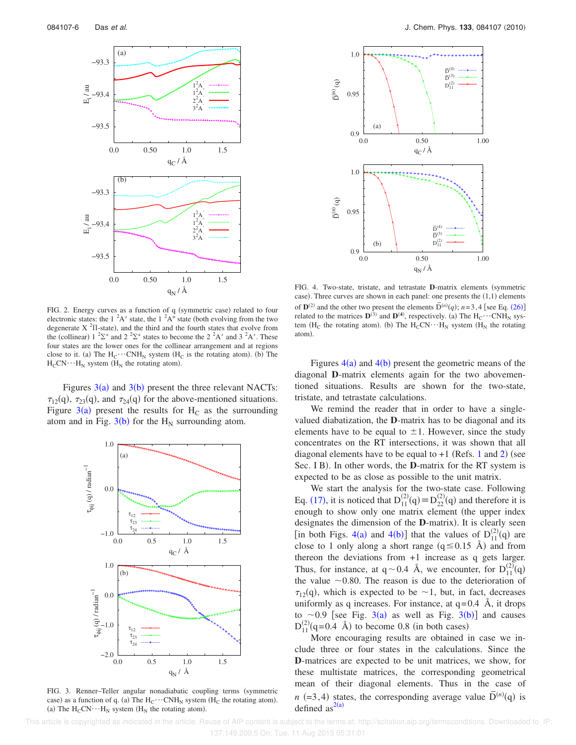FIG. 2. Energy curves as a function of q (symmetric case) related to four electronic states: the $1\ ^2A'$ state, the $1\ ^2A''$ state (both evolving from the two degenerate $X\ ^2\Pi$-state), and the third and the fourth states that evolve from the (collinear) $1\ ^2\Sigma^+$ and $2\ ^2\Sigma^+$ states to become the $2\ ^2A'$ and $3\ ^2A'$. These four states are the lower ones for the collinear arrangement and at regions close to it. (a) The $H_C \cdots CNH_N$ system ($H_C$ is the rotating atom). (b) The $H_CCN \cdots H_N$ system ($H_N$ the rotating atom).

Figures 3(a) and 3(b) present the three relevant NACTs: $\tau_{12}(q)$, $\tau_{23}(q)$, and $\tau_{24}(q)$ for the above-mentioned situations. Figure 3(a) present the results for $H_C$ as the surrounding atom and in Fig. 3(b) for the $H_N$ surrounding atom.

FIG. 3. Renner–Teller angular nonadiabatic coupling terms (symmetric case) as a function of q. (a) The $H_C \cdots CNH_N$ system ($H_C$ the rotating atom). (a) The $H_CCN \cdots H_N$ system ($H_N$ the rotating atom).

FIG. 4. Two-state, tristate, and tetrastate **D**-matrix elements (symmetric case). Three curves are shown in each panel: one presents the (1,1) elements of $\mathbf{D}^{(2)}$ and the other two present the elements $\bar{D}^{(n)}(q)$; $n=3,4$ [see Eq. (26)] related to the matrices $\mathbf{D}^{(3)}$ and $\mathbf{D}^{(4)}$, respectively. (a) The $H_C \cdots CNH_N$ system ($H_C$ the rotating atom). (b) The $H_CCN \cdots H_N$ system ($H_N$ the rotating atom).

Figures 4(a) and 4(b) present the geometric means of the diagonal **D**-matrix elements again for the two abovementioned situations. Results are shown for the two-state, tristate, and tetrastate calculations.

We remind the reader that in order to have a single-valued diabatization, the **D**-matrix has to be diagonal and its elements have to be equal to $\pm 1$. However, since the study concentrates on the RT intersections, it was shown that all diagonal elements have to be equal to $+1$ (Refs. 1 and 2) (see Sec. I B). In other words, the **D**-matrix for the RT system is expected to be as close as possible to the unit matrix.

We start the analysis for the two-state case. Following Eq. (17), it is noticed that $D_{11}^{(2)}(q) \equiv D_{22}^{(2)}(q)$ and therefore it is enough to show only one matrix element (the upper index designates the dimension of the **D**-matrix). It is clearly seen [in both Figs. 4(a) and 4(b)] that the values of $D_{11}^{(2)}(q)$ are close to 1 only along a short range ($q \leq 0.15$ Å) and from thereon the deviations from $+1$ increase as q gets larger. Thus, for instance, at $q \sim 0.4$ Å, we encounter, for $D_{11}^{(2)}(q)$ the value $\sim 0.80$. The reason is due to the deterioration of $\tau_{12}(q)$, which is expected to be $\sim 1$, but, in fact, decreases uniformly as q increases. For instance, at $q = 0.4$ Å, it drops to $\sim 0.9$ [see Fig. 3(a) as well as Fig. 3(b)] and causes $D_{11}^{(2)}(q=0.4\ \text{Å})$ to become 0.8 (in both cases)

More encouraging results are obtained in case we include three or four states in the calculations. Since the **D**-matrices are expected to be unit matrices, we show, for these multistate matrices, the corresponding geometrical mean of their diagonal elements. Thus in the case of $n$ (=3,4) states, the corresponding average value $\bar{D}^{(n)}(q)$ is defined as[2(a)]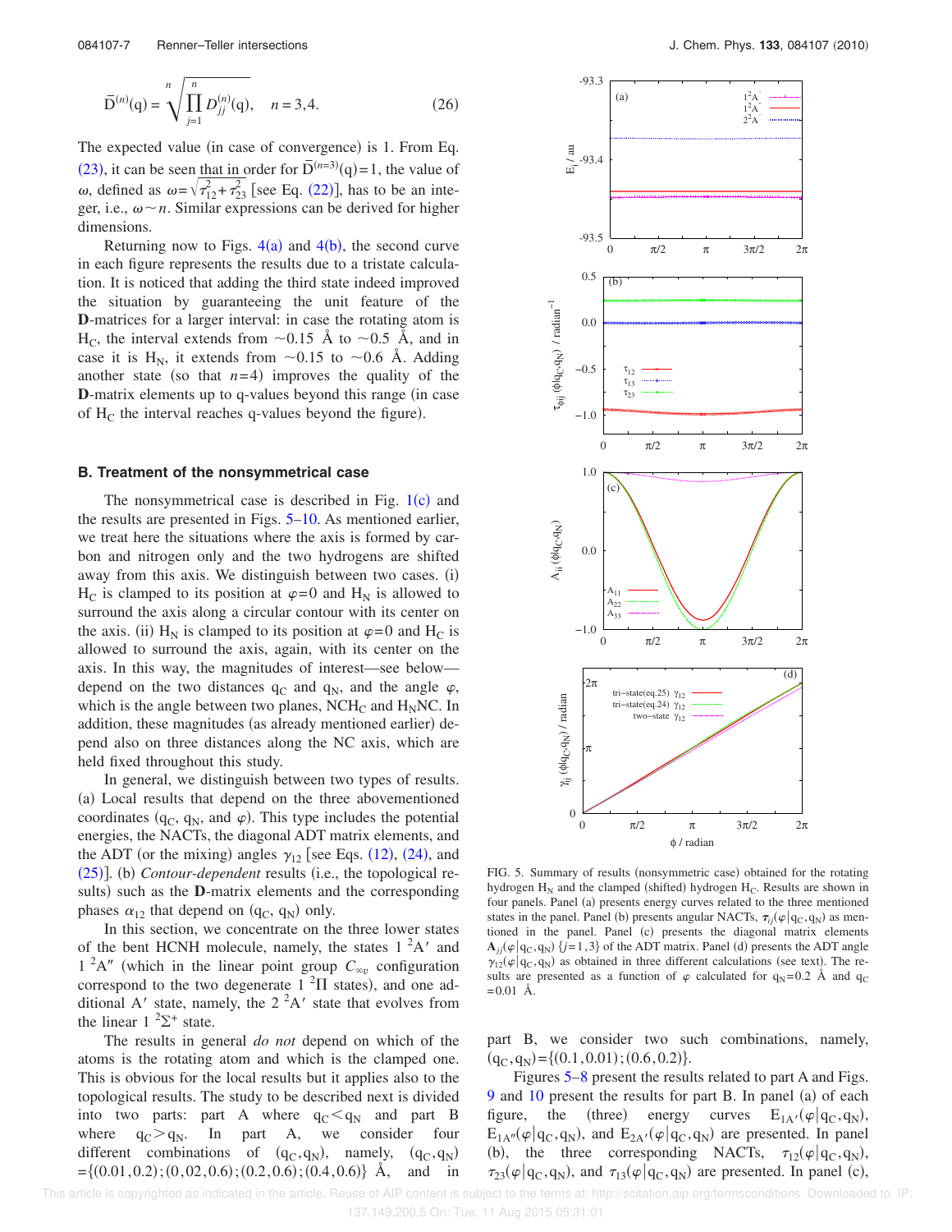$$\bar{D}^{(n)}(q) = \sqrt[n]{\prod_{j=1}^{n} D_{jj}^{(n)}(q)}, \quad n = 3,4. \tag{26}$$

The expected value (in case of convergence) is 1. From Eq. (23), it can be seen that in order for $\bar{D}^{(n=3)}(q)=1$, the value of $\omega$, defined as $\omega=\sqrt{\tau_{12}^2+\tau_{23}^2}$ [see Eq. (22)], has to be an integer, i.e., $\omega \sim n$. Similar expressions can be derived for higher dimensions.

Returning now to Figs. 4(a) and 4(b), the second curve in each figure represents the results due to a tristate calculation. It is noticed that adding the third state indeed improved the situation by guaranteeing the unit feature of the **D**-matrices for a larger interval: in case the rotating atom is $H_C$, the interval extends from ~0.15 Å to ~0.5 Å, and in case it is $H_N$, it extends from ~0.15 to ~0.6 Å. Adding another state (so that $n=4$) improves the quality of the **D**-matrix elements up to q-values beyond this range (in case of $H_C$ the interval reaches q-values beyond the figure).

### B. Treatment of the nonsymmetrical case

The nonsymmetrical case is described in Fig. 1(c) and the results are presented in Figs. 5–10. As mentioned earlier, we treat here the situations where the axis is formed by carbon and nitrogen only and the two hydrogens are shifted away from this axis. We distinguish between two cases. (i) $H_C$ is clamped to its position at $\varphi=0$ and $H_N$ is allowed to surround the axis along a circular contour with its center on the axis. (ii) $H_N$ is clamped to its position at $\varphi=0$ and $H_C$ is allowed to surround the axis, again, with its center on the axis. In this way, the magnitudes of interest—see below—depend on the two distances $q_C$ and $q_N$, and the angle $\varphi$, which is the angle between two planes, $NCH_C$ and $H_NNC$. In addition, these magnitudes (as already mentioned earlier) depend also on three distances along the NC axis, which are held fixed throughout this study.

In general, we distinguish between two types of results. (a) Local results that depend on the three abovementioned coordinates ($q_C$, $q_N$, and $\varphi$). This type includes the potential energies, the NACTs, the diagonal ADT matrix elements, and the ADT (or the mixing) angles $\gamma_{12}$ [see Eqs. (12), (24), and (25)]. (b) *Contour-dependent* results (i.e., the topological results) such as the **D**-matrix elements and the corresponding phases $\alpha_{12}$ that depend on ($q_C$, $q_N$) only.

In this section, we concentrate on the three lower states of the bent HCNH molecule, namely, the states $1\ ^2A'$ and $1\ ^2A''$ (which in the linear point group $C_{\infty v}$ configuration correspond to the two degenerate $1\ ^2\Pi$ states), and one additional $A'$ state, namely, the $2\ ^2A'$ state that evolves from the linear $1\ ^2\Sigma^+$ state.

The results in general *do not* depend on which of the atoms is the rotating atom and which is the clamped one. This is obvious for the local results but it applies also to the topological results. The study to be described next is divided into two parts: part A where $q_C<q_N$ and part B where $q_C>q_N$. In part A, we consider four different combinations of ($q_C$, $q_N$), namely, ($q_C$, $q_N$) $=\{(0.01,0.2);(0,02,0.6);(0.2,0.6);(0.4,0.6)\}$ Å, and in part B, we consider two such combinations, namely, ($q_C$, $q_N$) $=\{(0.1,0.01);(0.6,0.2)\}$.

Figures 5–8 present the results related to part A and Figs. 9 and 10 present the results for part B. In panel (a) of each figure, the (three) energy curves $E_{1A'}(\varphi|q_C,q_N)$, $E_{1A''}(\varphi|q_C,q_N)$, and $E_{2A'}(\varphi|q_C,q_N)$ are presented. In panel (b), the three corresponding NACTs, $\tau_{12}(\varphi|q_C,q_N)$, $\tau_{23}(\varphi|q_C,q_N)$, and $\tau_{13}(\varphi|q_C,q_N)$ are presented. In panel (c),

FIG. 5. Summary of results (nonsymmetric case) obtained for the rotating hydrogen $H_N$ and the clamped (shifted) hydrogen $H_C$. Results are shown in four panels. Panel (a) presents energy curves related to the three mentioned states in the panel. Panel (b) presents angular NACTs, $\tau_{ij}(\varphi|q_C,q_N)$ as mentioned in the panel. Panel (c) presents the diagonal matrix elements $A_{jj}(\varphi|q_C,q_N)$ $\{j=1,3\}$ of the ADT matrix. Panel (d) presents the ADT angle $\gamma_{12}(\varphi|q_C,q_N)$ as obtained in three different calculations (see text). The results are presented as a function of $\varphi$ calculated for $q_N=0.2$ Å and $q_C=0.01$ Å.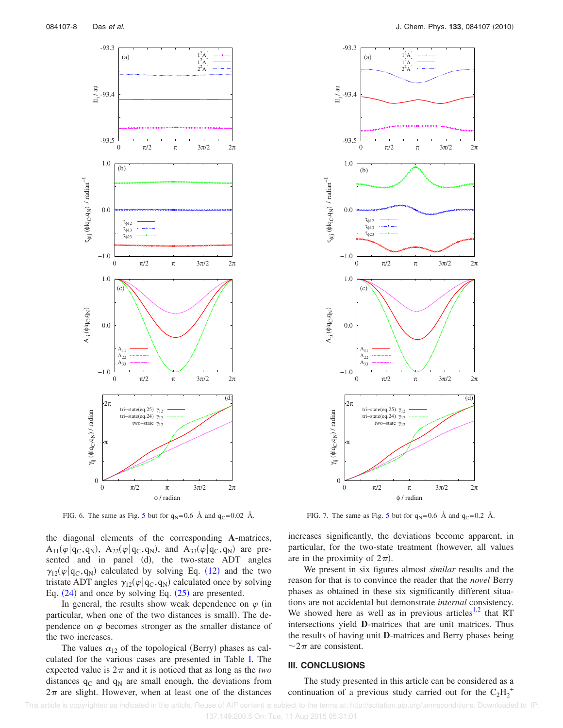FIG. 6. The same as Fig. 5 but for $q_N=0.6$ Å and $q_C=0.02$ Å.

FIG. 7. The same as Fig. 5 but for $q_N=0.6$ Å and $q_C=0.2$ Å.

the diagonal elements of the corresponding **A**-matrices, $A_{11}(\varphi|q_C,q_N)$, $A_{22}(\varphi|q_C,q_N)$, and $A_{33}(\varphi|q_C,q_N)$ are presented and in panel (d), the two-state ADT angles $\gamma_{12}(\varphi|q_C,q_N)$ calculated by solving Eq. (12) and the two tristate ADT angles $\gamma_{12}(\varphi|q_C,q_N)$ calculated once by solving Eq. (24) and once by solving Eq. (25) are presented.

In general, the results show weak dependence on $\varphi$ (in particular, when one of the two distances is small). The dependence on $\varphi$ becomes stronger as the smaller distance of the two increases.

The values $\alpha_{12}$ of the topological (Berry) phases as calculated for the various cases are presented in Table I. The expected value is $2\pi$ and it is noticed that as long as the *two* distances $q_C$ and $q_N$ are small enough, the deviations from $2\pi$ are slight. However, when at least one of the distances increases significantly, the deviations become apparent, in particular, for the two-state treatment (however, all values are in the proximity of $2\pi$).

We present in six figures almost *similar* results and the reason for that is to convince the reader that the *novel* Berry phases as obtained in these six significantly different situations are not accidental but demonstrate *internal* consistency. We showed here as well as in previous articles[1,2] that RT intersections yield **D**-matrices that are unit matrices. Thus the results of having unit **D**-matrices and Berry phases being $\sim 2\pi$ are consistent.

## III. CONCLUSIONS

The study presented in this article can be considered as a continuation of a previous study carried out for the $C_2H_2^+$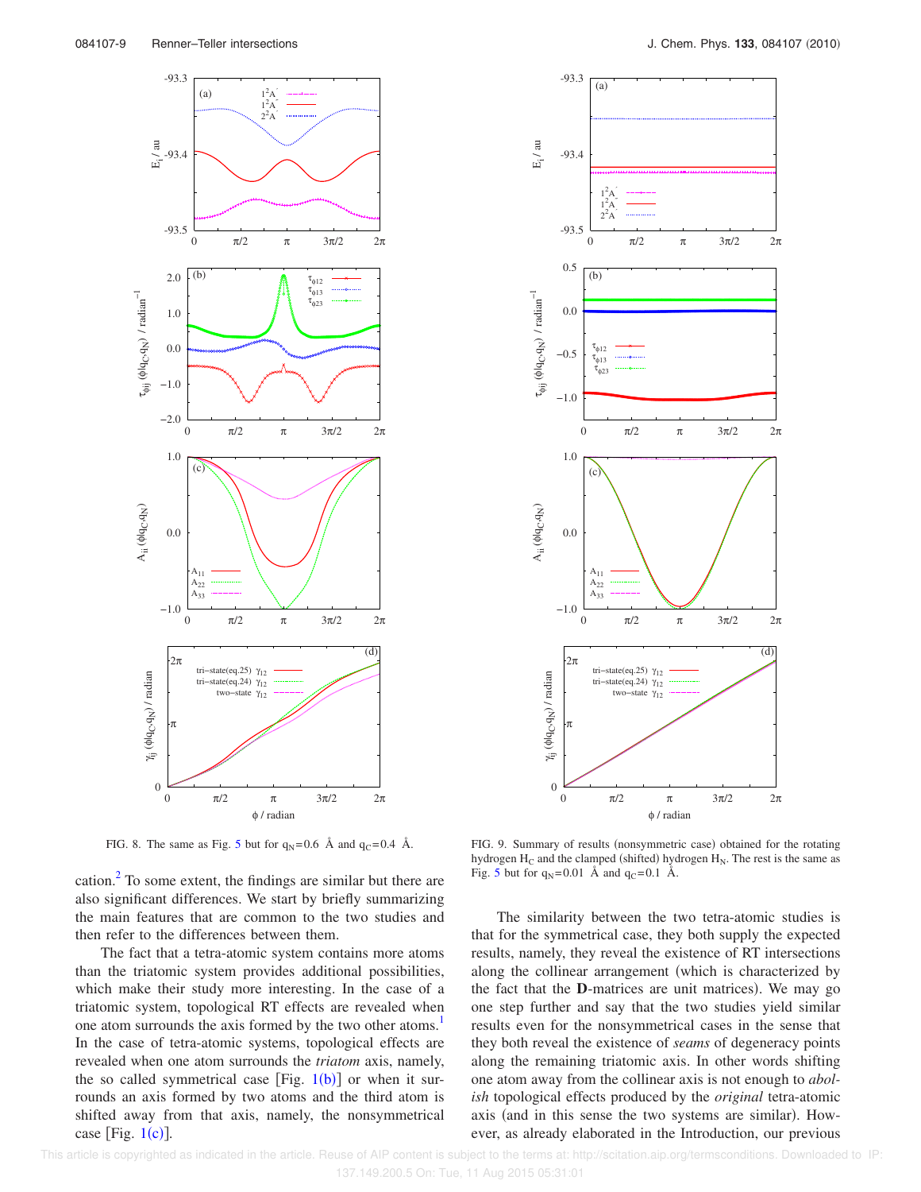FIG. 8. The same as Fig. 5 but for $q_N=0.6$ Å and $q_C=0.4$ Å.

FIG. 9. Summary of results (nonsymmetric case) obtained for the rotating hydrogen $H_C$ and the clamped (shifted) hydrogen $H_N$. The rest is the same as Fig. 5 but for $q_N=0.01$ Å and $q_C=0.1$ Å.

cation.[2] To some extent, the findings are similar but there are also significant differences. We start by briefly summarizing the main features that are common to the two studies and then refer to the differences between them.

The fact that a tetra-atomic system contains more atoms than the triatomic system provides additional possibilities, which make their study more interesting. In the case of a triatomic system, topological RT effects are revealed when one atom surrounds the axis formed by the two other atoms.[1] In the case of tetra-atomic systems, topological effects are revealed when one atom surrounds the *triatom* axis, namely, the so called symmetrical case [Fig. 1(b)] or when it surrounds an axis formed by two atoms and the third atom is shifted away from that axis, namely, the nonsymmetrical case [Fig. 1(c)].

The similarity between the two tetra-atomic studies is that for the symmetrical case, they both supply the expected results, namely, they reveal the existence of RT intersections along the collinear arrangement (which is characterized by the fact that the **D**-matrices are unit matrices). We may go one step further and say that the two studies yield similar results even for the nonsymmetrical cases in the sense that they both reveal the existence of *seams* of degeneracy points along the remaining triatomic axis. In other words shifting one atom away from the collinear axis is not enough to *abolish* topological effects produced by the *original* tetra-atomic axis (and in this sense the two systems are similar). However, as already elaborated in the Introduction, our previous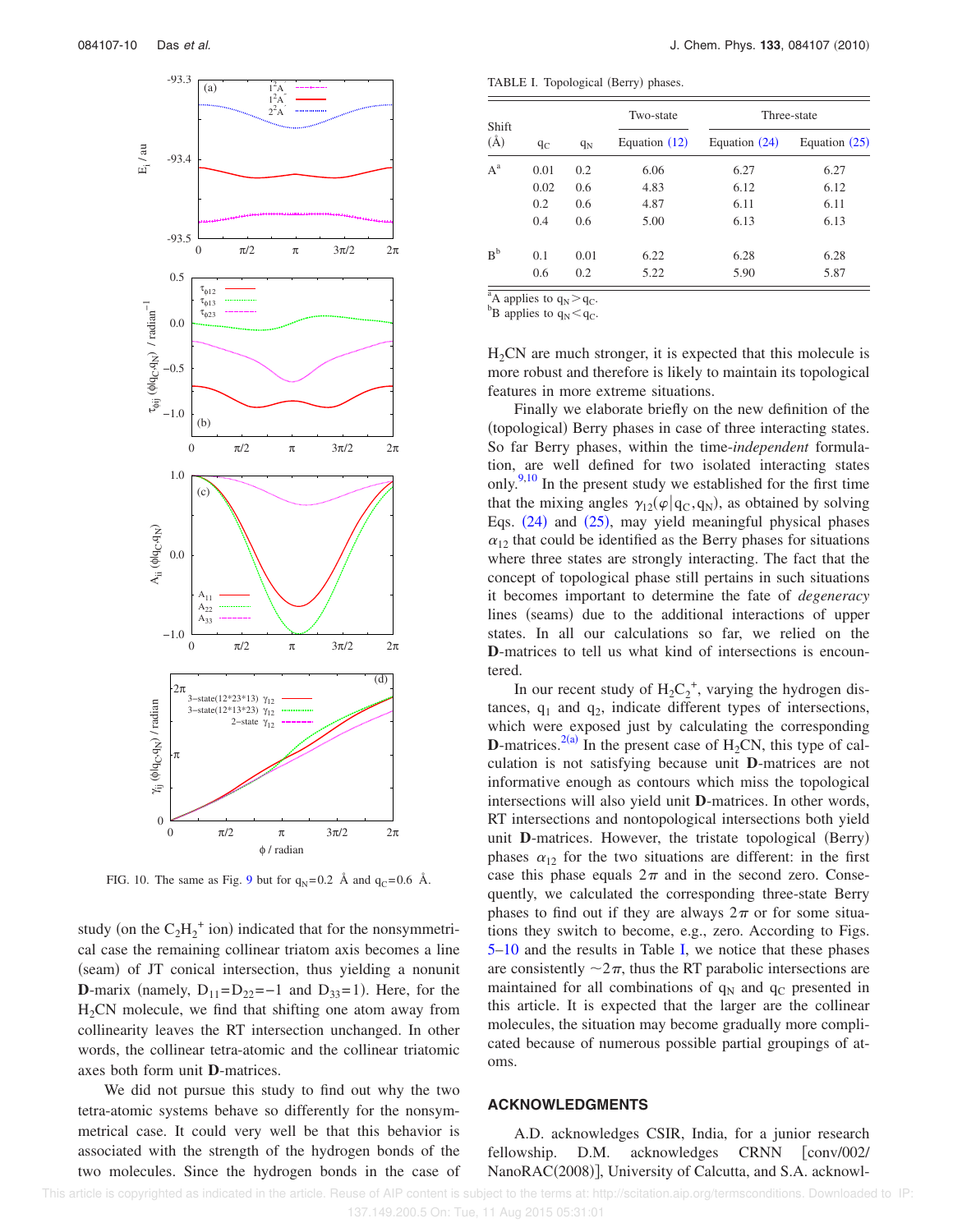FIG. 10. The same as Fig. 9 but for $q_N$=0.2 Å and $q_C$=0.6 Å.

study (on the $C_2H_2^+$ ion) indicated that for the nonsymmetrical case the remaining collinear triatom axis becomes a line (seam) of JT conical intersection, thus yielding a nonunit **D**-marix (namely, $D_{11}=D_{22}=-1$ and $D_{33}=1$). Here, for the $H_2CN$ molecule, we find that shifting one atom away from collinearity leaves the RT intersection unchanged. In other words, the collinear tetra-atomic and the collinear triatomic axes both form unit **D**-matrices.

We did not pursue this study to find out why the two tetra-atomic systems behave so differently for the nonsymmetrical case. It could very well be that this behavior is associated with the strength of the hydrogen bonds of the two molecules. Since the hydrogen bonds in the case of $H_2CN$ are much stronger, it is expected that this molecule is more robust and therefore is likely to maintain its topological features in more extreme situations.

TABLE I. Topological (Berry) phases.

| Shift (Å) | $q_C$ | $q_N$ | Two-state | Three-state | |
|---|---|---|---|---|---|
| | | | Equation (12) | Equation (24) | Equation (25) |
| A[a] | 0.01 | 0.2 | 6.06 | 6.27 | 6.27 |
| | 0.02 | 0.6 | 4.83 | 6.12 | 6.12 |
| | 0.2 | 0.6 | 4.87 | 6.11 | 6.11 |
| | 0.4 | 0.6 | 5.00 | 6.13 | 6.13 |
| B[b] | 0.1 | 0.01 | 6.22 | 6.28 | 6.28 |
| | 0.6 | 0.2 | 5.22 | 5.90 | 5.87 |

[a]A applies to $q_N > q_C$.
[b]B applies to $q_N < q_C$.

Finally we elaborate briefly on the new definition of the (topological) Berry phases in case of three interacting states. So far Berry phases, within the time-*independent* formulation, are well defined for two isolated interacting states only.[9,10] In the present study we established for the first time that the mixing angles $\gamma_{12}(\varphi|q_C,q_N)$, as obtained by solving Eqs. (24) and (25), may yield meaningful physical phases $\alpha_{12}$ that could be identified as the Berry phases for situations where three states are strongly interacting. The fact that the concept of topological phase still pertains in such situations it becomes important to determine the fate of *degeneracy* lines (seams) due to the additional interactions of upper states. In all our calculations so far, we relied on the **D**-matrices to tell us what kind of intersections is encountered.

In our recent study of $H_2C_2^+$, varying the hydrogen distances, $q_1$ and $q_2$, indicate different types of intersections, which were exposed just by calculating the corresponding **D**-matrices.[2(a)] In the present case of $H_2CN$, this type of calculation is not satisfying because unit **D**-matrices are not informative enough as contours which miss the topological intersections will also yield unit **D**-matrices. In other words, RT intersections and nontopological intersections both yield unit **D**-matrices. However, the tristate topological (Berry) phases $\alpha_{12}$ for the two situations are different: in the first case this phase equals $2\pi$ and in the second zero. Consequently, we calculated the corresponding three-state Berry phases to find out if they are always $2\pi$ or for some situations they switch to become, e.g., zero. According to Figs. 5–10 and the results in Table I, we notice that these phases are consistently $\sim 2\pi$, thus the RT parabolic intersections are maintained for all combinations of $q_N$ and $q_C$ presented in this article. It is expected that the larger are the collinear molecules, the situation may become gradually more complicated because of numerous possible partial groupings of atoms.

## ACKNOWLEDGMENTS

A.D. acknowledges CSIR, India, for a junior research fellowship. D.M. acknowledges CRNN [conv/002/NanoRAC(2008)], University of Calcutta, and S.A. acknowl-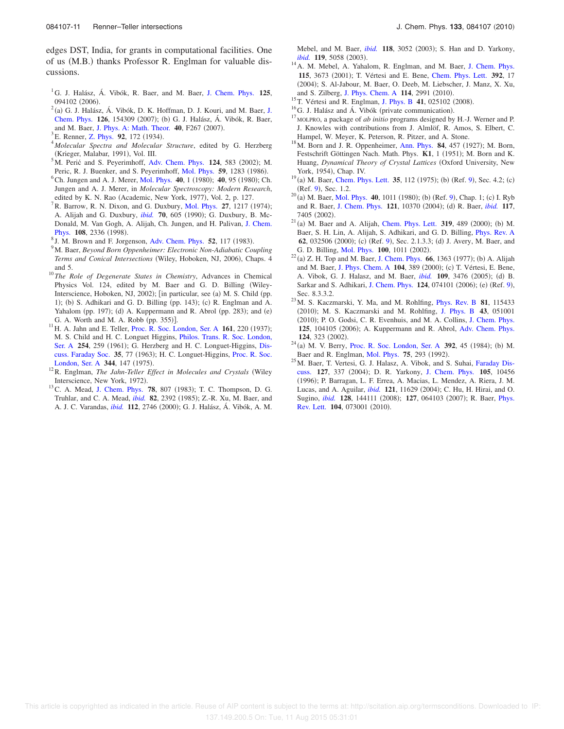edges DST, India, for grants in computational facilities. One of us (M.B.) thanks Professor R. Englman for valuable discussions.

[1] G. J. Halász, Á. Vibók, R. Baer, and M. Baer, J. Chem. Phys. **125**, 094102 (2006).

[2] (a) G. J. Halász, Á. Vibók, D. K. Hoffman, D. J. Kouri, and M. Baer, J. Chem. Phys. **126**, 154309 (2007); (b) G. J. Halász, Á. Vibók, R. Baer, and M. Baer, J. Phys. A: Math. Theor. **40**, F267 (2007).

[3] E. Renner, Z. Phys. **92**, 172 (1934).

[4] *Molecular Spectra and Molecular Structure*, edited by G. Herzberg (Krieger, Malabar, 1991), Vol. III.

[5] M. Perić and S. Peyerimhoff, Adv. Chem. Phys. **124**, 583 (2002); M. Peric, R. J. Buenker, and S. Peyerimhoff, Mol. Phys. **59**, 1283 (1986).

[6] Ch. Jungen and A. J. Merer, Mol. Phys. **40**, 1 (1980); **40**, 95 (1980); Ch. Jungen and A. J. Merer, in *Molecular Spectroscopy: Modern Research*, edited by K. N. Rao (Academic, New York, 1977), Vol. 2, p. 127.

[7] R. Barrow, R. N. Dixon, and G. Duxbury, Mol. Phys. **27**, 1217 (1974); A. Alijah and G. Duxbury, *ibid.* **70**, 605 (1990); G. Duxbury, B. McDonald, M. Van Gogh, A. Alijah, Ch. Jungen, and H. Palivan, J. Chem. Phys. **108**, 2336 (1998).

[8] J. M. Brown and F. Jorgenson, Adv. Chem. Phys. **52**, 117 (1983).

[9] M. Baer, *Beyond Born Oppenheimer: Electronic Non-Adiabatic Coupling Terms and Conical Intersections* (Wiley, Hoboken, NJ, 2006), Chaps. 4 and 5.

[10] *The Role of Degenerate States in Chemistry*, Advances in Chemical Physics Vol. 124, edited by M. Baer and G. D. Billing (Wiley-Interscience, Hoboken, NJ, 2002); [in particular, see (a) M. S. Child (pp. 1); (b) S. Adhikari and G. D. Billing (pp. 143); (c) R. Englman and A. Yahalom (pp. 197); (d) A. Kuppermann and R. Abrol (pp. 283); and (e) G. A. Worth and M. A. Robb (pp. 355)].

[11] H. A. Jahn and E. Teller, Proc. R. Soc. London, Ser. A **161**, 220 (1937); M. S. Child and H. C. Longuet Higgins, Philos. Trans. R. Soc. London, Ser. A **254**, 259 (1961); G. Herzberg and H. C. Longuet-Higgins, Discuss. Faraday Soc. **35**, 77 (1963); H. C. Longuet-Higgins, Proc. R. Soc. London, Ser. A **344**, 147 (1975).

[12] R. Englman, *The Jahn-Teller Effect in Molecules and Crystals* (Wiley Interscience, New York, 1972).

[13] C. A. Mead, J. Chem. Phys. **78**, 807 (1983); T. C. Thompson, D. G. Truhlar, and C. A. Mead, *ibid.* **82**, 2392 (1985); Z.-R. Xu, M. Baer, and A. J. C. Varandas, *ibid.* **112**, 2746 (2000); G. J. Halász, Á. Vibók, A. M. Mebel, and M. Baer, *ibid.* **118**, 3052 (2003); S. Han and D. Yarkony, *ibid.* **119**, 5058 (2003).

[14] A. M. Mebel, A. Yahalom, R. Englman, and M. Baer, J. Chem. Phys. **115**, 3673 (2001); T. Vértesi and E. Bene, Chem. Phys. Lett. **392**, 17 (2004); S. Al-Jabour, M. Baer, O. Deeb, M. Liebscher, J. Manz, X. Xu, and S. Zilberg, J. Phys. Chem. A **114**, 2991 (2010).

[15] T. Vértesi and R. Englman, J. Phys. B **41**, 025102 (2008).

[16] G. J. Halász and Á. Vibók (private communication).

[17] MOLPRO, a package of *ab initio* programs designed by H.-J. Werner and P. J. Knowles with contributions from J. Almlöf, R. Amos, S. Elbert, C. Hampel, W. Meyer, K. Peterson, R. Pitzer, and A. Stone.

[18] M. Born and J. R. Oppenheimer, Ann. Phys. **84**, 457 (1927); M. Born, Festschrift Göttingen Nach. Math. Phys. **K1**, 1 (1951); M. Born and K. Huang, *Dynamical Theory of Crystal Lattices* (Oxford University, New York, 1954), Chap. IV.

[19] (a) M. Baer, Chem. Phys. Lett. **35**, 112 (1975); (b) (Ref. 9), Sec. 4.2; (c) (Ref. 9), Sec. 1.2.

[20] (a) M. Baer, Mol. Phys. **40**, 1011 (1980); (b) (Ref. 9), Chap. 1; (c) I. Ryb and R. Baer, J. Chem. Phys. **121**, 10370 (2004); (d) R. Baer, *ibid.* **117**, 7405 (2002).

[21] (a) M. Baer and A. Alijah, Chem. Phys. Lett. **319**, 489 (2000); (b) M. Baer, S. H. Lin, A. Alijah, S. Adhikari, and G. D. Billing, Phys. Rev. A **62**, 032506 (2000); (c) (Ref. 9), Sec. 2.1.3.3; (d) J. Avery, M. Baer, and G. D. Billing, Mol. Phys. **100**, 1011 (2002).

[22] (a) Z. H. Top and M. Baer, J. Chem. Phys. **66**, 1363 (1977); (b) A. Alijah and M. Baer, J. Phys. Chem. A **104**, 389 (2000); (c) T. Vértesi, E. Bene, A. Vibok, G. J. Halasz, and M. Baer, *ibid.* **109**, 3476 (2005); (d) B. Sarkar and S. Adhikari, J. Chem. Phys. **124**, 074101 (2006); (e) (Ref. 9), Sec. 8.3.3.2.

[23] M. S. Kaczmarski, Y. Ma, and M. Rohlfing, Phys. Rev. B **81**, 115433 (2010); M. S. Kaczmarski and M. Rohlfing, J. Phys. B **43**, 051001 (2010); P. O. Godsi, C. R. Evenhuis, and M. A. Collins, J. Chem. Phys. **125**, 104105 (2006); A. Kuppermann and R. Abrol, Adv. Chem. Phys. **124**, 323 (2002).

[24] (a) M. V. Berry, Proc. R. Soc. London, Ser. A **392**, 45 (1984); (b) M. Baer and R. Englman, Mol. Phys. **75**, 293 (1992).

[25] M. Baer, T. Vertesi, G. J. Halasz, A. Vibok, and S. Suhai, Faraday Discuss. **127**, 337 (2004); D. R. Yarkony, J. Chem. Phys. **105**, 10456 (1996); P. Barragan, L. F. Errea, A. Macias, L. Mendez, A. Riera, J. M. Lucas, and A. Aguilar, *ibid.* **121**, 11629 (2004); C. Hu, H. Hirai, and O. Sugino, *ibid.* **128**, 144111 (2008); **127**, 064103 (2007); R. Baer, Phys. Rev. Lett. **104**, 073001 (2010).